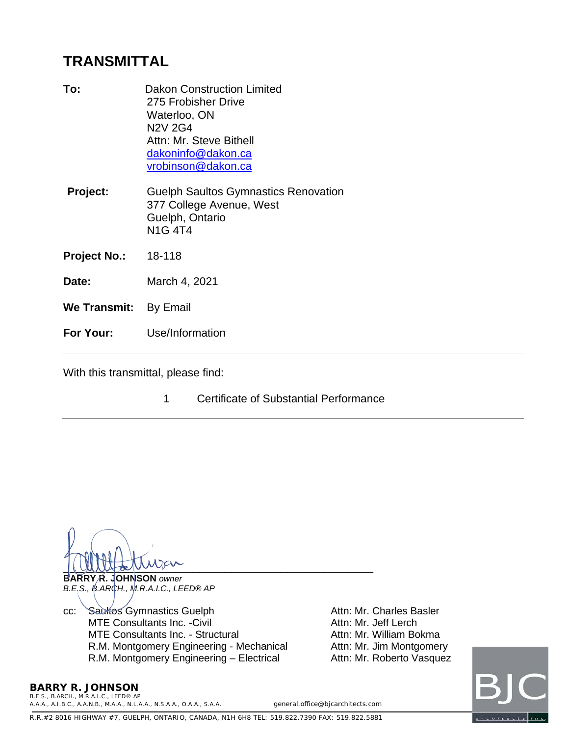# TRANSMITTAL

**To:** Dakon Construction Limited
275 Frobisher Drive
Waterloo, ON
N2V 2G4
Attn: Mr. Steve Bithell
dakoninfo@dakon.ca
vrobinson@dakon.ca

**Project:** Guelph Saultos Gymnastics Renovation
377 College Avenue, West
Guelph, Ontario
N1G 4T4

**Project No.:** 18-118

**Date:** March 4, 2021

**We Transmit:** By Email

**For Your:** Use/Information

---

With this transmittal, please find:

1 Certificate of Substantial Performance

---

**BARRY R. JOHNSON** *owner*
*B.E.S., B.ARCH., M.R.A.I.C., LEED® AP*

cc:

| | |
|---|---|
| Saultos Gymnastics Guelph | Attn: Mr. Charles Basler |
| MTE Consultants Inc. -Civil | Attn: Mr. Jeff Lerch |
| MTE Consultants Inc. - Structural | Attn: Mr. William Bokma |
| R.M. Montgomery Engineering - Mechanical | Attn: Mr. Jim Montgomery |
| R.M. Montgomery Engineering – Electrical | Attn: Mr. Roberto Vasquez |

**BARRY R. JOHNSON**
B.E.S., B.ARCH., M.R.A.I.C., LEED® AP
A.A.A., A.I.B.C., A.A.N.B., M.A.A., N.L.A.A., N.S.A.A., O.A.A., S.A.A.
general.office@bjcarchitects.com

R.R.#2 8016 HIGHWAY #7, GUELPH, ONTARIO, CANADA, N1H 6H8 TEL: 519.822.7390 FAX: 519.822.5881

BJC architects inc.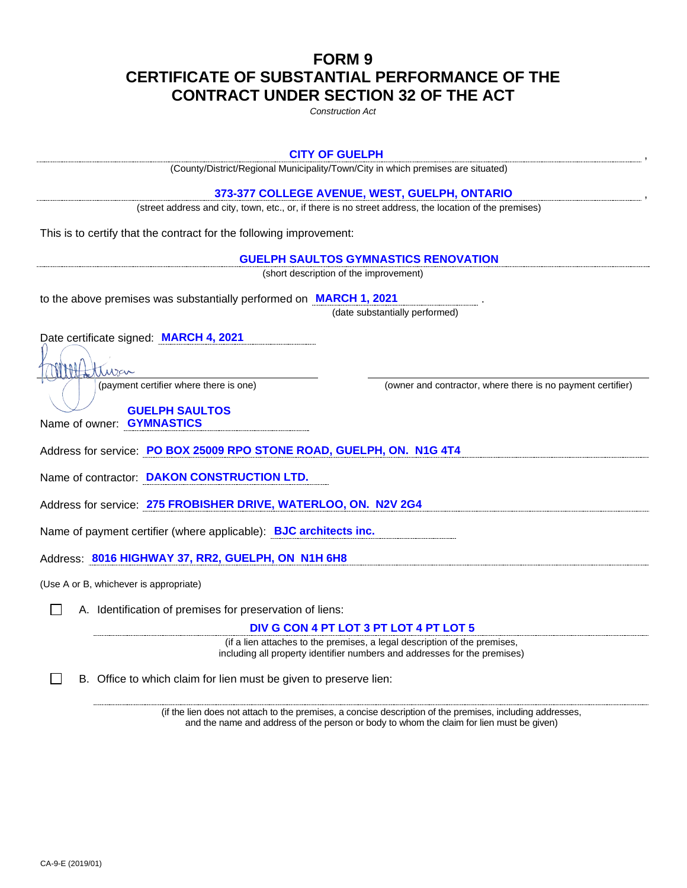# FORM 9
# CERTIFICATE OF SUBSTANTIAL PERFORMANCE OF THE CONTRACT UNDER SECTION 32 OF THE ACT

*Construction Act*

**CITY OF GUELPH** ,
(County/District/Regional Municipality/Town/City in which premises are situated)

**373-377 COLLEGE AVENUE, WEST, GUELPH, ONTARIO** ,
(street address and city, town, etc., or, if there is no street address, the location of the premises)

This is to certify that the contract for the following improvement:

**GUELPH SAULTOS GYMNASTICS RENOVATION**
(short description of the improvement)

to the above premises was substantially performed on **MARCH 1, 2021** .
(date substantially performed)

Date certificate signed: **MARCH 4, 2021**

(payment certifier where there is one)

(owner and contractor, where there is no payment certifier)

Name of owner: **GUELPH SAULTOS GYMNASTICS**

Address for service: **PO BOX 25009 RPO STONE ROAD, GUELPH, ON. N1G 4T4**

Name of contractor: **DAKON CONSTRUCTION LTD.**

Address for service: **275 FROBISHER DRIVE, WATERLOO, ON. N2V 2G4**

Name of payment certifier (where applicable): **BJC architects inc.**

Address: **8016 HIGHWAY 37, RR2, GUELPH, ON N1H 6H8**

(Use A or B, whichever is appropriate)

☐ A. Identification of premises for preservation of liens:

**DIV G CON 4 PT LOT 3 PT LOT 4 PT LOT 5**
(if a lien attaches to the premises, a legal description of the premises, including all property identifier numbers and addresses for the premises)

☐ B. Office to which claim for lien must be given to preserve lien:

(if the lien does not attach to the premises, a concise description of the premises, including addresses, and the name and address of the person or body to whom the claim for lien must be given)

CA-9-E (2019/01)